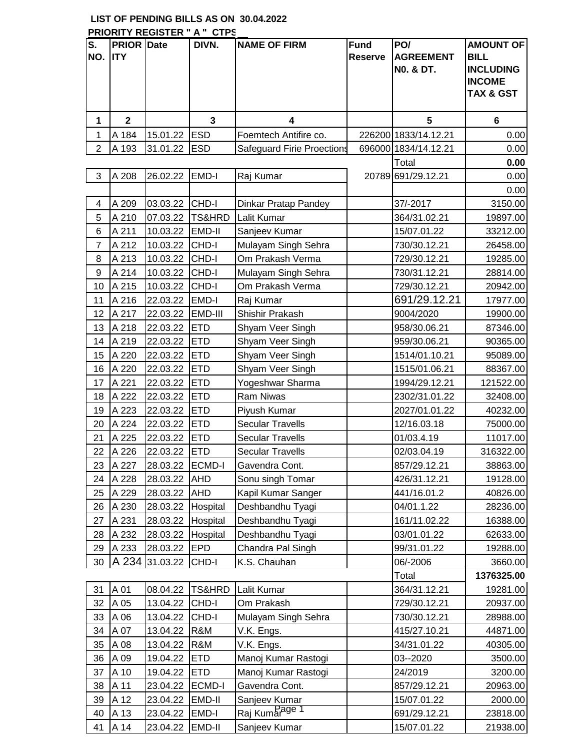**LIST OF PENDING BILLS AS ON 30.04.2022**

**PRIORITY REGISTER " A " CTPS**

| S. NO. | PRIORITY | Date | DIVN. | NAME OF FIRM | Fund Reserve | PO/ AGREEMENT N0. & DT. | AMOUNT OF BILL INCLUDING INCOME TAX & GST |
|---|---|---|---|---|---|---|---|
| 1 | 2 | | 3 | 4 | | 5 | 6 |
| 1 | A 184 | 15.01.22 | ESD | Foemtech Antifire co. | 226200 | 1833/14.12.21 | 0.00 |
| 2 | A 193 | 31.01.22 | ESD | Safeguard Firie Proections | 696000 | 1834/14.12.21 | 0.00 |
| | | | | | | Total | **0.00** |
| 3 | A 208 | 26.02.22 | EMD-I | Raj Kumar | 20789 | 691/29.12.21 | 0.00 |
| | | | | | | | 0.00 |
| 4 | A 209 | 03.03.22 | CHD-I | Dinkar Pratap Pandey | | 37/-2017 | 3150.00 |
| 5 | A 210 | 07.03.22 | TS&HRD | Lalit Kumar | | 364/31.02.21 | 19897.00 |
| 6 | A 211 | 10.03.22 | EMD-II | Sanjeev Kumar | | 15/07.01.22 | 33212.00 |
| 7 | A 212 | 10.03.22 | CHD-I | Mulayam Singh Sehra | | 730/30.12.21 | 26458.00 |
| 8 | A 213 | 10.03.22 | CHD-I | Om Prakash Verma | | 729/30.12.21 | 19285.00 |
| 9 | A 214 | 10.03.22 | CHD-I | Mulayam Singh Sehra | | 730/31.12.21 | 28814.00 |
| 10 | A 215 | 10.03.22 | CHD-I | Om Prakash Verma | | 729/30.12.21 | 20942.00 |
| 11 | A 216 | 22.03.22 | EMD-I | Raj Kumar | | 691/29.12.21 | 17977.00 |
| 12 | A 217 | 22.03.22 | EMD-III | Shishir Prakash | | 9004/2020 | 19900.00 |
| 13 | A 218 | 22.03.22 | ETD | Shyam Veer Singh | | 958/30.06.21 | 87346.00 |
| 14 | A 219 | 22.03.22 | ETD | Shyam Veer Singh | | 959/30.06.21 | 90365.00 |
| 15 | A 220 | 22.03.22 | ETD | Shyam Veer Singh | | 1514/01.10.21 | 95089.00 |
| 16 | A 220 | 22.03.22 | ETD | Shyam Veer Singh | | 1515/01.06.21 | 88367.00 |
| 17 | A 221 | 22.03.22 | ETD | Yogeshwar Sharma | | 1994/29.12.21 | 121522.00 |
| 18 | A 222 | 22.03.22 | ETD | Ram Niwas | | 2302/31.01.22 | 32408.00 |
| 19 | A 223 | 22.03.22 | ETD | Piyush Kumar | | 2027/01.01.22 | 40232.00 |
| 20 | A 224 | 22.03.22 | ETD | Secular Travells | | 12/16.03.18 | 75000.00 |
| 21 | A 225 | 22.03.22 | ETD | Secular Travells | | 01/03.4.19 | 11017.00 |
| 22 | A 226 | 22.03.22 | ETD | Secular Travells | | 02/03.04.19 | 316322.00 |
| 23 | A 227 | 28.03.22 | ECMD-I | Gavendra Cont. | | 857/29.12.21 | 38863.00 |
| 24 | A 228 | 28.03.22 | AHD | Sonu singh Tomar | | 426/31.12.21 | 19128.00 |
| 25 | A 229 | 28.03.22 | AHD | Kapil Kumar Sanger | | 441/16.01.2 | 40826.00 |
| 26 | A 230 | 28.03.22 | Hospital | Deshbandhu Tyagi | | 04/01.1.22 | 28236.00 |
| 27 | A 231 | 28.03.22 | Hospital | Deshbandhu Tyagi | | 161/11.02.22 | 16388.00 |
| 28 | A 232 | 28.03.22 | Hospital | Deshbandhu Tyagi | | 03/01.01.22 | 62633.00 |
| 29 | A 233 | 28.03.22 | EPD | Chandra Pal Singh | | 99/31.01.22 | 19288.00 |
| 30 | A 234 | 31.03.22 | CHD-I | K.S. Chauhan | | 06/-2006 | 3660.00 |
| | | | | | | Total | **1376325.00** |
| 31 | A 01 | 08.04.22 | TS&HRD | Lalit Kumar | | 364/31.12.21 | 19281.00 |
| 32 | A 05 | 13.04.22 | CHD-I | Om Prakash | | 729/30.12.21 | 20937.00 |
| 33 | A 06 | 13.04.22 | CHD-I | Mulayam Singh Sehra | | 730/30.12.21 | 28988.00 |
| 34 | A 07 | 13.04.22 | R&M | V.K. Engs. | | 415/27.10.21 | 44871.00 |
| 35 | A 08 | 13.04.22 | R&M | V.K. Engs. | | 34/31.01.22 | 40305.00 |
| 36 | A 09 | 19.04.22 | ETD | Manoj Kumar Rastogi | | 03--2020 | 3500.00 |
| 37 | A 10 | 19.04.22 | ETD | Manoj Kumar Rastogi | | 24/2019 | 3200.00 |
| 38 | A 11 | 23.04.22 | ECMD-I | Gavendra Cont. | | 857/29.12.21 | 20963.00 |
| 39 | A 12 | 23.04.22 | EMD-II | Sanjeev Kumar | | 15/07.01.22 | 2000.00 |
| 40 | A 13 | 23.04.22 | EMD-I | Raj Kumar | | 691/29.12.21 | 23818.00 |
| 41 | A 14 | 23.04.22 | EMD-II | Sanjeev Kumar | | 15/07.01.22 | 21938.00 |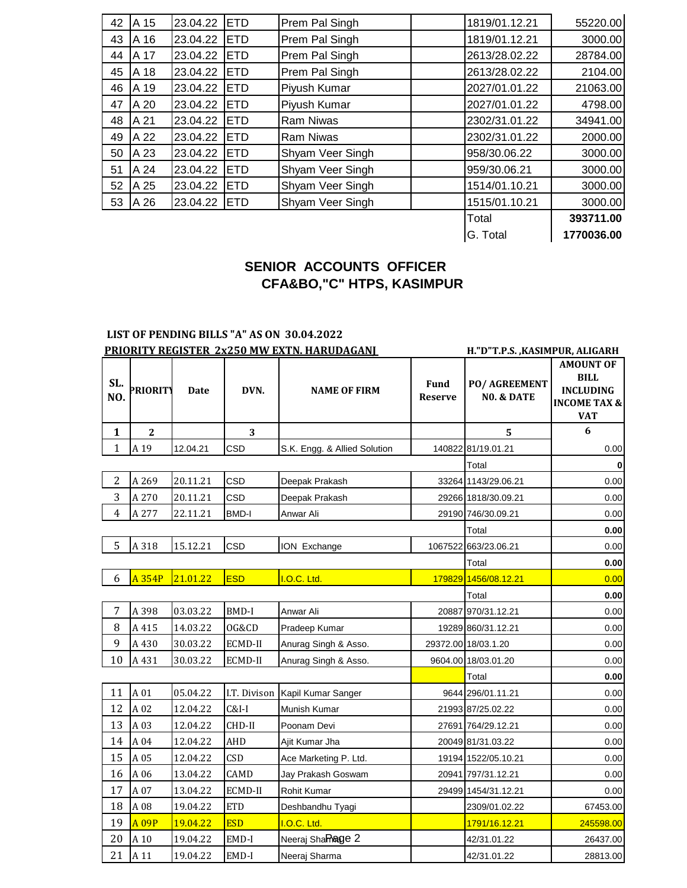| 42 | A 15 | 23.04.22 | ETD | Prem Pal Singh | | 1819/01.12.21 | 55220.00 |
|---|---|---|---|---|---|---|---|
| 43 | A 16 | 23.04.22 | ETD | Prem Pal Singh | | 1819/01.12.21 | 3000.00 |
| 44 | A 17 | 23.04.22 | ETD | Prem Pal Singh | | 2613/28.02.22 | 28784.00 |
| 45 | A 18 | 23.04.22 | ETD | Prem Pal Singh | | 2613/28.02.22 | 2104.00 |
| 46 | A 19 | 23.04.22 | ETD | Piyush Kumar | | 2027/01.01.22 | 21063.00 |
| 47 | A 20 | 23.04.22 | ETD | Piyush Kumar | | 2027/01.01.22 | 4798.00 |
| 48 | A 21 | 23.04.22 | ETD | Ram Niwas | | 2302/31.01.22 | 34941.00 |
| 49 | A 22 | 23.04.22 | ETD | Ram Niwas | | 2302/31.01.22 | 2000.00 |
| 50 | A 23 | 23.04.22 | ETD | Shyam Veer Singh | | 958/30.06.22 | 3000.00 |
| 51 | A 24 | 23.04.22 | ETD | Shyam Veer Singh | | 959/30.06.21 | 3000.00 |
| 52 | A 25 | 23.04.22 | ETD | Shyam Veer Singh | | 1514/01.10.21 | 3000.00 |
| 53 | A 26 | 23.04.22 | ETD | Shyam Veer Singh | | 1515/01.10.21 | 3000.00 |
| | | | | | | Total | **393711.00** |
| | | | | | | G. Total | **1770036.00** |

**SENIOR ACCOUNTS OFFICER**
**CFA&BO,"C" HTPS, KASIMPUR**

**LIST OF PENDING BILLS "A" AS ON 30.04.2022**

**PRIORITY REGISTER 2x250 MW EXTN. HARUDAGANJ** — **H."D"T.P.S. ,KASIMPUR, ALIGARH**

| SL. NO. | PRIORITY | Date | DVN. | NAME OF FIRM | Fund Reserve | PO/ AGREEMENT NO. & DATE | AMOUNT OF BILL INCLUDING INCOME TAX & VAT |
|---|---|---|---|---|---|---|---|
| 1 | 2 | | 3 | | | 5 | 6 |
| 1 | A 19 | 12.04.21 | CSD | S.K. Engg. & Allied Solution | 140822 | 81/19.01.21 | 0.00 |
| | | | | | | Total | **0** |
| 2 | A 269 | 20.11.21 | CSD | Deepak Prakash | 33264 | 1143/29.06.21 | 0.00 |
| 3 | A 270 | 20.11.21 | CSD | Deepak Prakash | 29266 | 1818/30.09.21 | 0.00 |
| 4 | A 277 | 22.11.21 | BMD-I | Anwar Ali | 29190 | 746/30.09.21 | 0.00 |
| | | | | | | Total | **0.00** |
| 5 | A 318 | 15.12.21 | CSD | ION Exchange | 1067522 | 663/23.06.21 | 0.00 |
| | | | | | | Total | **0.00** |
| 6 | A 354P | 21.01.22 | ESD | I.O.C. Ltd. | 179829 | 1456/08.12.21 | 0.00 |
| | | | | | | Total | **0.00** |
| 7 | A 398 | 03.03.22 | BMD-I | Anwar Ali | 20887 | 970/31.12.21 | 0.00 |
| 8 | A 415 | 14.03.22 | OG&CD | Pradeep Kumar | 19289 | 860/31.12.21 | 0.00 |
| 9 | A 430 | 30.03.22 | ECMD-II | Anurag Singh & Asso. | 29372.00 | 18/03.1.20 | 0.00 |
| 10 | A 431 | 30.03.22 | ECMD-II | Anurag Singh & Asso. | 9604.00 | 18/03.01.20 | 0.00 |
| | | | | | | Total | **0.00** |
| 11 | A 01 | 05.04.22 | I.T. Divison | Kapil Kumar Sanger | 9644 | 296/01.11.21 | 0.00 |
| 12 | A 02 | 12.04.22 | C&I-I | Munish Kumar | 21993 | 87/25.02.22 | 0.00 |
| 13 | A 03 | 12.04.22 | CHD-II | Poonam Devi | 27691 | 764/29.12.21 | 0.00 |
| 14 | A 04 | 12.04.22 | AHD | Ajit Kumar Jha | 20049 | 81/31.03.22 | 0.00 |
| 15 | A 05 | 12.04.22 | CSD | Ace Marketing P. Ltd. | 19194 | 1522/05.10.21 | 0.00 |
| 16 | A 06 | 13.04.22 | CAMD | Jay Prakash Goswam | 20941 | 797/31.12.21 | 0.00 |
| 17 | A 07 | 13.04.22 | ECMD-II | Rohit Kumar | 29499 | 1454/31.12.21 | 0.00 |
| 18 | A 08 | 19.04.22 | ETD | Deshbandhu Tyagi | | 2309/01.02.22 | 67453.00 |
| 19 | A 09P | 19.04.22 | ESD | I.O.C. Ltd. | | 1791/16.12.21 | 245598.00 |
| 20 | A 10 | 19.04.22 | EMD-I | Neeraj Sharma | | 42/31.01.22 | 26437.00 |
| 21 | A 11 | 19.04.22 | EMD-I | Neeraj Sharma | | 42/31.01.22 | 28813.00 |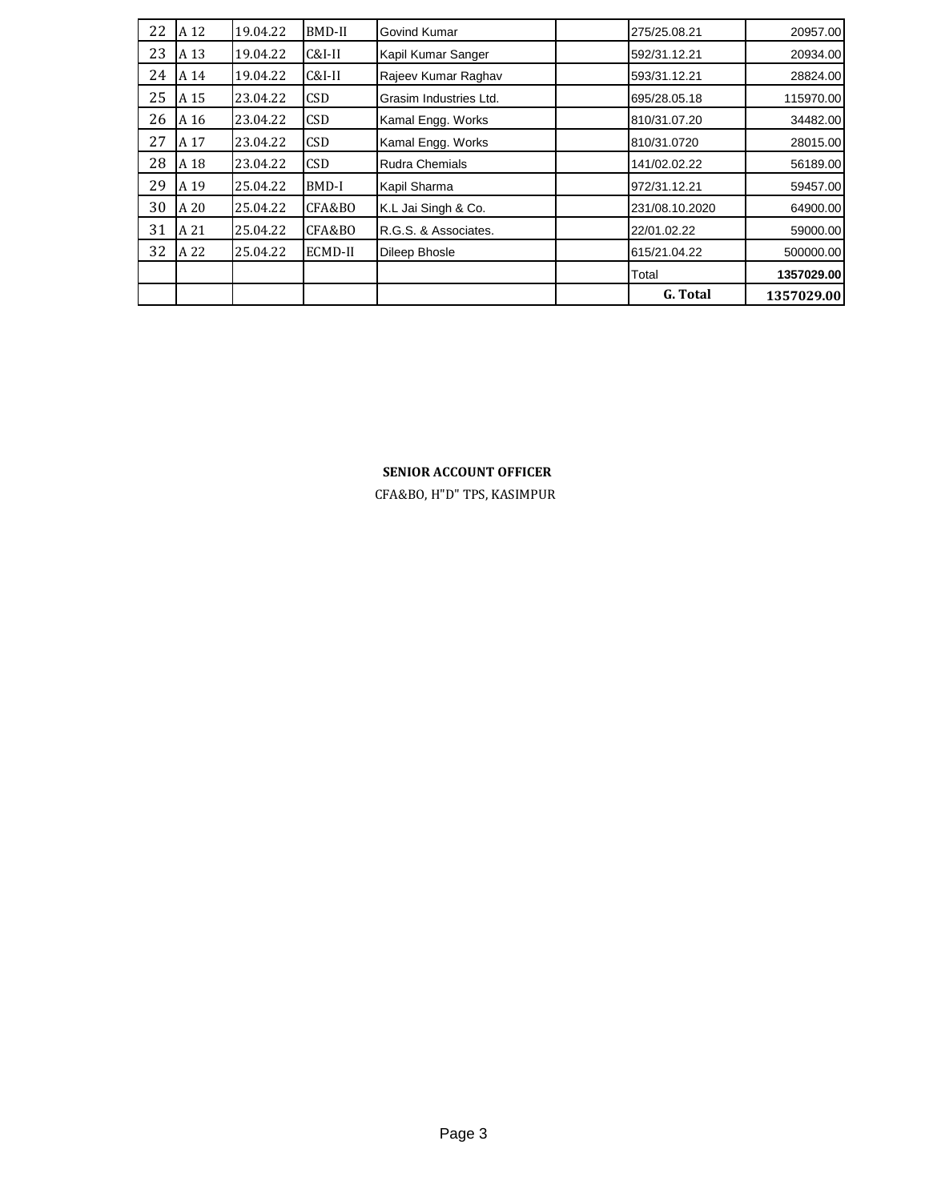| | | | | | | | |
|---|---|---|---|---|---|---|---|
| 22 | A 12 | 19.04.22 | BMD-II | Govind Kumar | | 275/25.08.21 | 20957.00 |
| 23 | A 13 | 19.04.22 | C&I-II | Kapil Kumar Sanger | | 592/31.12.21 | 20934.00 |
| 24 | A 14 | 19.04.22 | C&I-II | Rajeev Kumar Raghav | | 593/31.12.21 | 28824.00 |
| 25 | A 15 | 23.04.22 | CSD | Grasim Industries Ltd. | | 695/28.05.18 | 115970.00 |
| 26 | A 16 | 23.04.22 | CSD | Kamal Engg. Works | | 810/31.07.20 | 34482.00 |
| 27 | A 17 | 23.04.22 | CSD | Kamal Engg. Works | | 810/31.0720 | 28015.00 |
| 28 | A 18 | 23.04.22 | CSD | Rudra Chemials | | 141/02.02.22 | 56189.00 |
| 29 | A 19 | 25.04.22 | BMD-I | Kapil Sharma | | 972/31.12.21 | 59457.00 |
| 30 | A 20 | 25.04.22 | CFA&BO | K.L Jai Singh & Co. | | 231/08.10.2020 | 64900.00 |
| 31 | A 21 | 25.04.22 | CFA&BO | R.G.S. & Associates. | | 22/01.02.22 | 59000.00 |
| 32 | A 22 | 25.04.22 | ECMD-II | Dileep Bhosle | | 615/21.04.22 | 500000.00 |
| | | | | | | Total | **1357029.00** |
| | | | | | | **G. Total** | **1357029.00** |

**SENIOR ACCOUNT OFFICER**

CFA&BO, H"D" TPS, KASIMPUR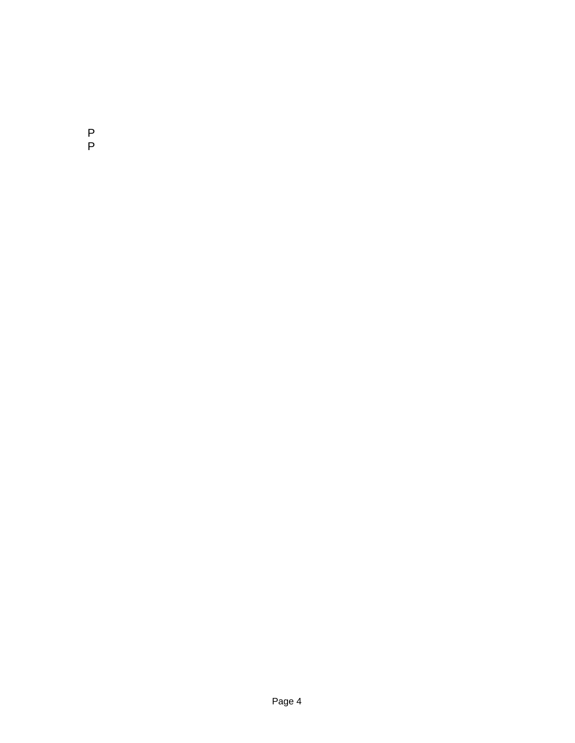P
P